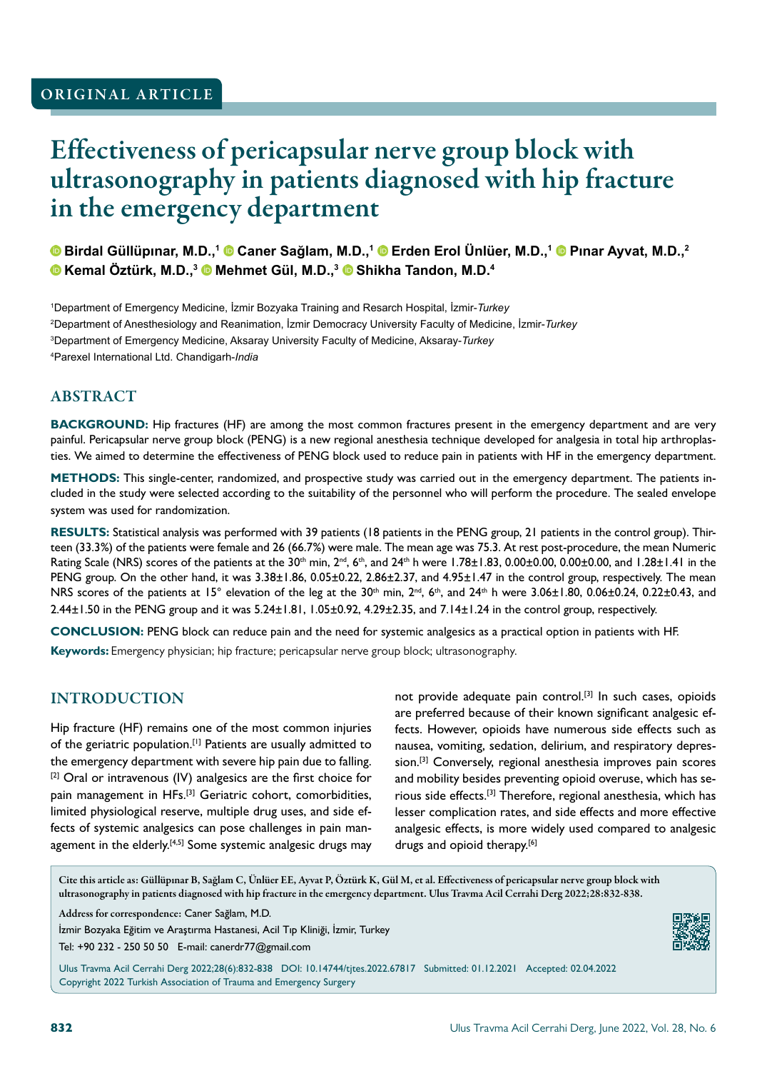ORIGINAL ARTICLE

# Effectiveness of pericapsular nerve group block with ultrasonography in patients diagnosed with hip fracture in the emergency department

**Birdal Güllüpınar, M.D.,[1] Caner Sağlam, M.D.,[1] Erden Erol Ünlüer, M.D.,[1] Pınar Ayvat, M.D.,[2] Kemal Öztürk, M.D.,[3] Mehmet Gül, M.D.,[3] Shikha Tandon, M.D.[4]**

[1]Department of Emergency Medicine, İzmir Bozyaka Training and Resarch Hospital, İzmir-*Turkey*
[2]Department of Anesthesiology and Reanimation, İzmir Democracy University Faculty of Medicine, İzmir-*Turkey*
[3]Department of Emergency Medicine, Aksaray University Faculty of Medicine, Aksaray-*Turkey*
[4]Parexel International Ltd. Chandigarh-*India*

## ABSTRACT

**BACKGROUND:** Hip fractures (HF) are among the most common fractures present in the emergency department and are very painful. Pericapsular nerve group block (PENG) is a new regional anesthesia technique developed for analgesia in total hip arthroplasties. We aimed to determine the effectiveness of PENG block used to reduce pain in patients with HF in the emergency department.

**METHODS:** This single-center, randomized, and prospective study was carried out in the emergency department. The patients included in the study were selected according to the suitability of the personnel who will perform the procedure. The sealed envelope system was used for randomization.

**RESULTS:** Statistical analysis was performed with 39 patients (18 patients in the PENG group, 21 patients in the control group). Thirteen (33.3%) of the patients were female and 26 (66.7%) were male. The mean age was 75.3. At rest post-procedure, the mean Numeric Rating Scale (NRS) scores of the patients at the 30th min, 2nd, 6th, and 24th h were 1.78±1.83, 0.00±0.00, 0.00±0.00, and 1.28±1.41 in the PENG group. On the other hand, it was 3.38±1.86, 0.05±0.22, 2.86±2.37, and 4.95±1.47 in the control group, respectively. The mean NRS scores of the patients at 15° elevation of the leg at the 30th min, 2nd, 6th, and 24th h were 3.06±1.80, 0.06±0.24, 0.22±0.43, and 2.44±1.50 in the PENG group and it was 5.24±1.81, 1.05±0.92, 4.29±2.35, and 7.14±1.24 in the control group, respectively.

**CONCLUSION:** PENG block can reduce pain and the need for systemic analgesics as a practical option in patients with HF.

**Keywords:** Emergency physician; hip fracture; pericapsular nerve group block; ultrasonography.

## INTRODUCTION

Hip fracture (HF) remains one of the most common injuries of the geriatric population.[1] Patients are usually admitted to the emergency department with severe hip pain due to falling.[2] Oral or intravenous (IV) analgesics are the first choice for pain management in HFs.[3] Geriatric cohort, comorbidities, limited physiological reserve, multiple drug uses, and side effects of systemic analgesics can pose challenges in pain management in the elderly.[4,5] Some systemic analgesic drugs may not provide adequate pain control.[3] In such cases, opioids are preferred because of their known significant analgesic effects. However, opioids have numerous side effects such as nausea, vomiting, sedation, delirium, and respiratory depression.[3] Conversely, regional anesthesia improves pain scores and mobility besides preventing opioid overuse, which has serious side effects.[3] Therefore, regional anesthesia, which has lesser complication rates, and side effects and more effective analgesic effects, is more widely used compared to analgesic drugs and opioid therapy.[6]

Cite this article as: Güllüpınar B, Sağlam C, Ünlüer EE, Ayvat P, Öztürk K, Gül M, et al. Effectiveness of pericapsular nerve group block with ultrasonography in patients diagnosed with hip fracture in the emergency department. Ulus Travma Acil Cerrahi Derg 2022;28:832-838.

Address for correspondence: Caner Sağlam, M.D.
İzmir Bozyaka Eğitim ve Araştırma Hastanesi, Acil Tıp Kliniği, İzmir, Turkey
Tel: +90 232 - 250 50 50 E-mail: canerdr77@gmail.com

Ulus Travma Acil Cerrahi Derg 2022;28(6):832-838 DOI: 10.14744/tjtes.2022.67817 Submitted: 01.12.2021 Accepted: 02.04.2022
Copyright 2022 Turkish Association of Trauma and Emergency Surgery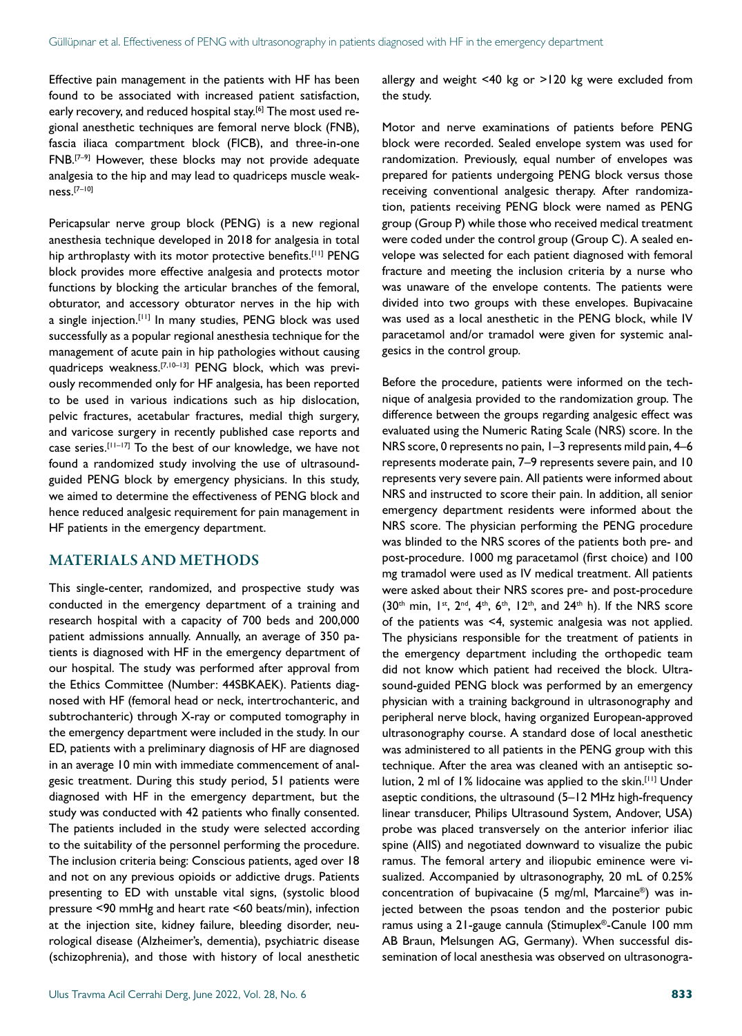Effective pain management in the patients with HF has been found to be associated with increased patient satisfaction, early recovery, and reduced hospital stay.[6] The most used regional anesthetic techniques are femoral nerve block (FNB), fascia iliaca compartment block (FICB), and three-in-one FNB.[7–9] However, these blocks may not provide adequate analgesia to the hip and may lead to quadriceps muscle weakness.[7–10]

Pericapsular nerve group block (PENG) is a new regional anesthesia technique developed in 2018 for analgesia in total hip arthroplasty with its motor protective benefits.[11] PENG block provides more effective analgesia and protects motor functions by blocking the articular branches of the femoral, obturator, and accessory obturator nerves in the hip with a single injection.[11] In many studies, PENG block was used successfully as a popular regional anesthesia technique for the management of acute pain in hip pathologies without causing quadriceps weakness.[7,10–13] PENG block, which was previously recommended only for HF analgesia, has been reported to be used in various indications such as hip dislocation, pelvic fractures, acetabular fractures, medial thigh surgery, and varicose surgery in recently published case reports and case series.[11–17] To the best of our knowledge, we have not found a randomized study involving the use of ultrasound-guided PENG block by emergency physicians. In this study, we aimed to determine the effectiveness of PENG block and hence reduced analgesic requirement for pain management in HF patients in the emergency department.

## MATERIALS AND METHODS

This single-center, randomized, and prospective study was conducted in the emergency department of a training and research hospital with a capacity of 700 beds and 200,000 patient admissions annually. Annually, an average of 350 patients is diagnosed with HF in the emergency department of our hospital. The study was performed after approval from the Ethics Committee (Number: 44SBKAEK). Patients diagnosed with HF (femoral head or neck, intertrochanteric, and subtrochanteric) through X-ray or computed tomography in the emergency department were included in the study. In our ED, patients with a preliminary diagnosis of HF are diagnosed in an average 10 min with immediate commencement of analgesic treatment. During this study period, 51 patients were diagnosed with HF in the emergency department, but the study was conducted with 42 patients who finally consented. The patients included in the study were selected according to the suitability of the personnel performing the procedure. The inclusion criteria being: Conscious patients, aged over 18 and not on any previous opioids or addictive drugs. Patients presenting to ED with unstable vital signs, (systolic blood pressure <90 mmHg and heart rate <60 beats/min), infection at the injection site, kidney failure, bleeding disorder, neurological disease (Alzheimer's, dementia), psychiatric disease (schizophrenia), and those with history of local anesthetic allergy and weight <40 kg or >120 kg were excluded from the study.

Motor and nerve examinations of patients before PENG block were recorded. Sealed envelope system was used for randomization. Previously, equal number of envelopes was prepared for patients undergoing PENG block versus those receiving conventional analgesic therapy. After randomization, patients receiving PENG block were named as PENG group (Group P) while those who received medical treatment were coded under the control group (Group C). A sealed envelope was selected for each patient diagnosed with femoral fracture and meeting the inclusion criteria by a nurse who was unaware of the envelope contents. The patients were divided into two groups with these envelopes. Bupivacaine was used as a local anesthetic in the PENG block, while IV paracetamol and/or tramadol were given for systemic analgesics in the control group.

Before the procedure, patients were informed on the technique of analgesia provided to the randomization group. The difference between the groups regarding analgesic effect was evaluated using the Numeric Rating Scale (NRS) score. In the NRS score, 0 represents no pain, 1–3 represents mild pain, 4–6 represents moderate pain, 7–9 represents severe pain, and 10 represents very severe pain. All patients were informed about NRS and instructed to score their pain. In addition, all senior emergency department residents were informed about the NRS score. The physician performing the PENG procedure was blinded to the NRS scores of the patients both pre- and post-procedure. 1000 mg paracetamol (first choice) and 100 mg tramadol were used as IV medical treatment. All patients were asked about their NRS scores pre- and post-procedure (30th min, 1st, 2nd, 4th, 6th, 12th, and 24th h). If the NRS score of the patients was <4, systemic analgesia was not applied. The physicians responsible for the treatment of patients in the emergency department including the orthopedic team did not know which patient had received the block. Ultrasound-guided PENG block was performed by an emergency physician with a training background in ultrasonography and peripheral nerve block, having organized European-approved ultrasonography course. A standard dose of local anesthetic was administered to all patients in the PENG group with this technique. After the area was cleaned with an antiseptic solution, 2 ml of 1% lidocaine was applied to the skin.[11] Under aseptic conditions, the ultrasound (5–12 MHz high-frequency linear transducer, Philips Ultrasound System, Andover, USA) probe was placed transversely on the anterior inferior iliac spine (AIIS) and negotiated downward to visualize the pubic ramus. The femoral artery and iliopubic eminence were visualized. Accompanied by ultrasonography, 20 mL of 0.25% concentration of bupivacaine (5 mg/ml, Marcaine®) was injected between the psoas tendon and the posterior pubic ramus using a 21-gauge cannula (Stimuplex®-Canule 100 mm AB Braun, Melsungen AG, Germany). When successful dissemination of local anesthesia was observed on ultrasonogra-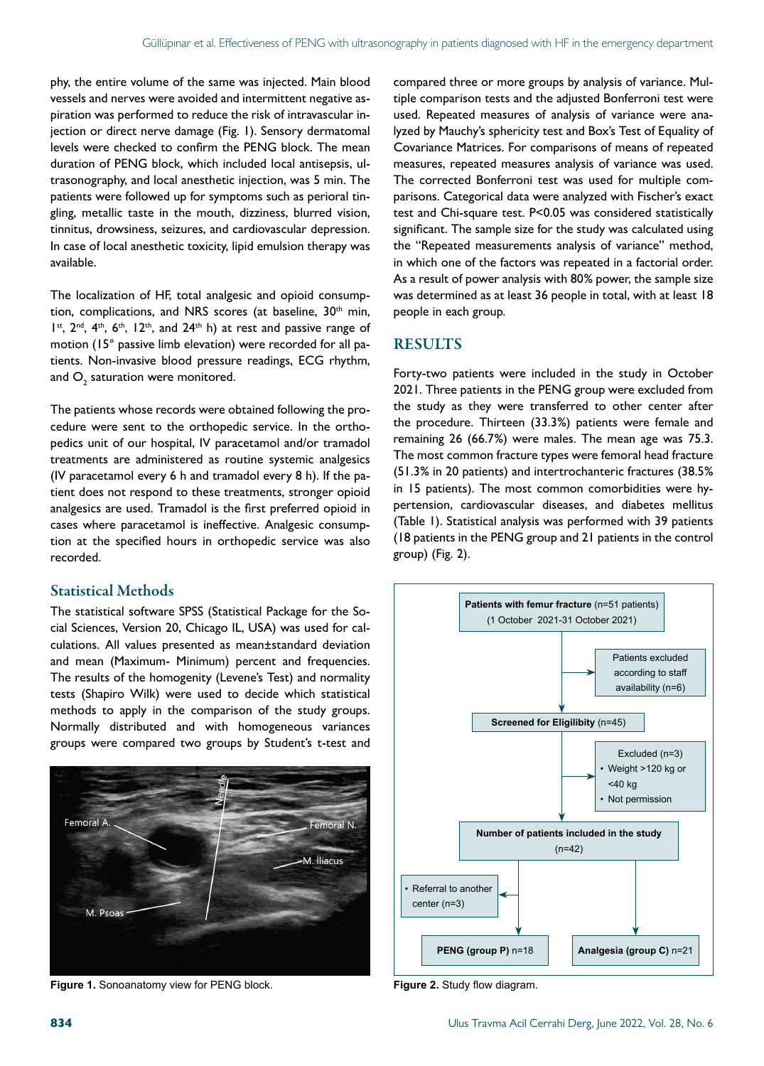phy, the entire volume of the same was injected. Main blood vessels and nerves were avoided and intermittent negative aspiration was performed to reduce the risk of intravascular injection or direct nerve damage (Fig. 1). Sensory dermatomal levels were checked to confirm the PENG block. The mean duration of PENG block, which included local antisepsis, ultrasonography, and local anesthetic injection, was 5 min. The patients were followed up for symptoms such as perioral tingling, metallic taste in the mouth, dizziness, blurred vision, tinnitus, drowsiness, seizures, and cardiovascular depression. In case of local anesthetic toxicity, lipid emulsion therapy was available.

The localization of HF, total analgesic and opioid consumption, complications, and NRS scores (at baseline, 30th min, 1st, 2nd, 4th, 6th, 12th, and 24th h) at rest and passive range of motion (15° passive limb elevation) were recorded for all patients. Non-invasive blood pressure readings, ECG rhythm, and $O_2$ saturation were monitored.

The patients whose records were obtained following the procedure were sent to the orthopedic service. In the orthopedics unit of our hospital, IV paracetamol and/or tramadol treatments are administered as routine systemic analgesics (IV paracetamol every 6 h and tramadol every 8 h). If the patient does not respond to these treatments, stronger opioid analgesics are used. Tramadol is the first preferred opioid in cases where paracetamol is ineffective. Analgesic consumption at the specified hours in orthopedic service was also recorded.

## Statistical Methods

The statistical software SPSS (Statistical Package for the Social Sciences, Version 20, Chicago IL, USA) was used for calculations. All values presented as mean±standard deviation and mean (Maximum- Minimum) percent and frequencies. The results of the homogenity (Levene's Test) and normality tests (Shapiro Wilk) were used to decide which statistical methods to apply in the comparison of the study groups. Normally distributed and with homogeneous variances groups were compared two groups by Student's t-test and compared three or more groups by analysis of variance. Multiple comparison tests and the adjusted Bonferroni test were used. Repeated measures of analysis of variance were analyzed by Mauchy's sphericity test and Box's Test of Equality of Covariance Matrices. For comparisons of means of repeated measures, repeated measures analysis of variance was used. The corrected Bonferroni test was used for multiple comparisons. Categorical data were analyzed with Fischer's exact test and Chi-square test. P<0.05 was considered statistically significant. The sample size for the study was calculated using the "Repeated measurements analysis of variance" method, in which one of the factors was repeated in a factorial order. As a result of power analysis with 80% power, the sample size was determined as at least 36 people in total, with at least 18 people in each group.

**Figure 1.** Sonoanatomy view for PENG block.

## RESULTS

Forty-two patients were included in the study in October 2021. Three patients in the PENG group were excluded from the study as they were transferred to other center after the procedure. Thirteen (33.3%) patients were female and remaining 26 (66.7%) were males. The mean age was 75.3. The most common fracture types were femoral head fracture (51.3% in 20 patients) and intertrochanteric fractures (38.5% in 15 patients). The most common comorbidities were hypertension, cardiovascular diseases, and diabetes mellitus (Table 1). Statistical analysis was performed with 39 patients (18 patients in the PENG group and 21 patients in the control group) (Fig. 2).

**Figure 2.** Study flow diagram.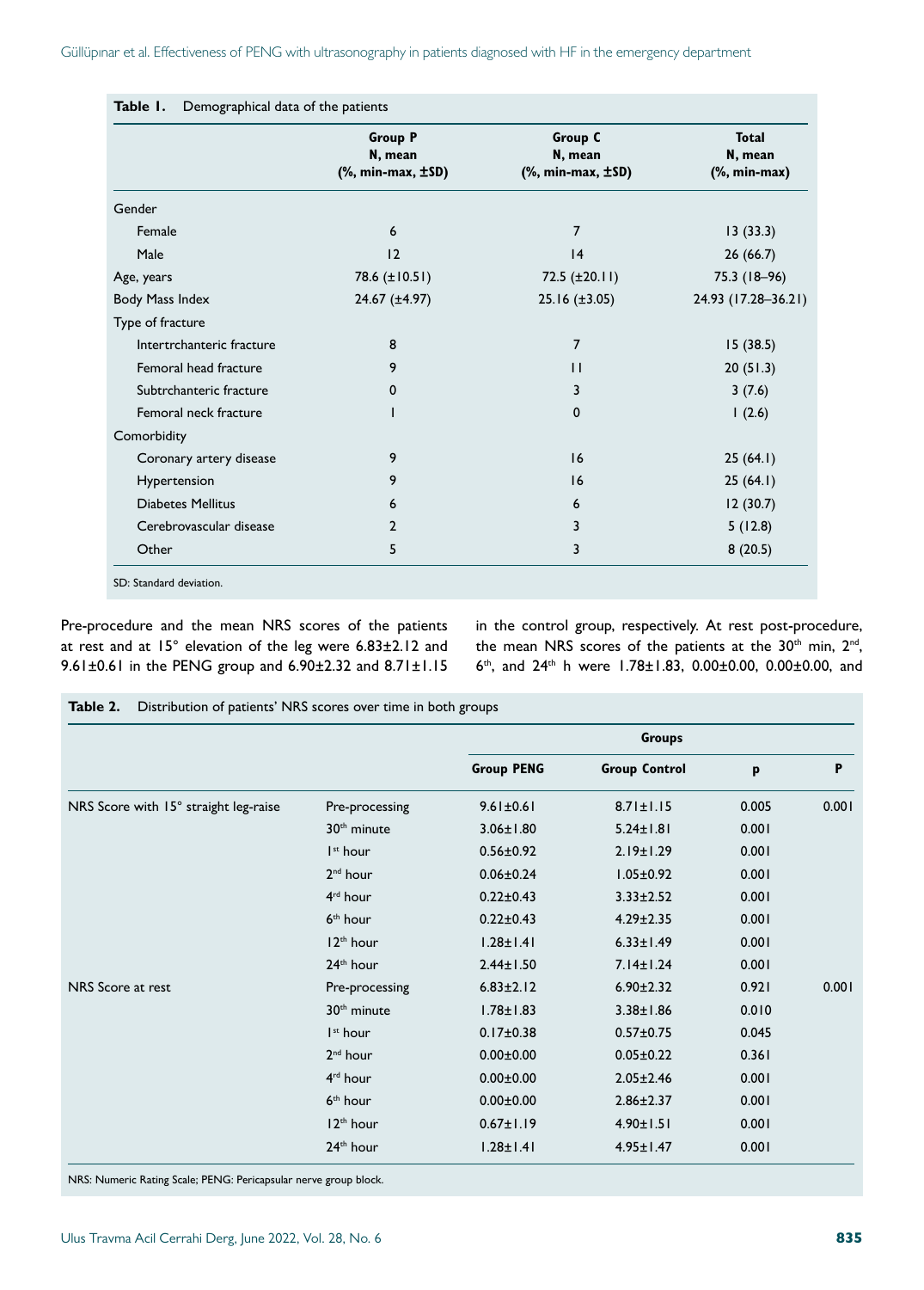**Table 1.** Demographical data of the patients

| | Group P N, mean (%, min-max, ±SD) | Group C N, mean (%, min-max, ±SD) | Total N, mean (%, min-max) |
|---|---|---|---|
| Gender | | | |
| Female | 6 | 7 | 13 (33.3) |
| Male | 12 | 14 | 26 (66.7) |
| Age, years | 78.6 (±10.51) | 72.5 (±20.11) | 75.3 (18–96) |
| Body Mass Index | 24.67 (±4.97) | 25.16 (±3.05) | 24.93 (17.28–36.21) |
| Type of fracture | | | |
| Intertrchanteric fracture | 8 | 7 | 15 (38.5) |
| Femoral head fracture | 9 | 11 | 20 (51.3) |
| Subtrchanteric fracture | 0 | 3 | 3 (7.6) |
| Femoral neck fracture | 1 | 0 | 1 (2.6) |
| Comorbidity | | | |
| Coronary artery disease | 9 | 16 | 25 (64.1) |
| Hypertension | 9 | 16 | 25 (64.1) |
| Diabetes Mellitus | 6 | 6 | 12 (30.7) |
| Cerebrovascular disease | 2 | 3 | 5 (12.8) |
| Other | 5 | 3 | 8 (20.5) |

SD: Standard deviation.

Pre-procedure and the mean NRS scores of the patients at rest and at 15° elevation of the leg were 6.83±2.12 and 9.61±0.61 in the PENG group and 6.90±2.32 and 8.71±1.15 in the control group, respectively. At rest post-procedure, the mean NRS scores of the patients at the 30th min, 2nd, 6th, and 24th h were 1.78±1.83, 0.00±0.00, 0.00±0.00, and

**Table 2.** Distribution of patients' NRS scores over time in both groups

| | | Groups | | | |
|---|---|---|---|---|---|
| | | Group PENG | Group Control | p | P |
| NRS Score with 15° straight leg-raise | Pre-processing | 9.61±0.61 | 8.71±1.15 | 0.005 | 0.001 |
| | 30th minute | 3.06±1.80 | 5.24±1.81 | 0.001 | |
| | 1st hour | 0.56±0.92 | 2.19±1.29 | 0.001 | |
| | 2nd hour | 0.06±0.24 | 1.05±0.92 | 0.001 | |
| | 4rd hour | 0.22±0.43 | 3.33±2.52 | 0.001 | |
| | 6th hour | 0.22±0.43 | 4.29±2.35 | 0.001 | |
| | 12th hour | 1.28±1.41 | 6.33±1.49 | 0.001 | |
| | 24th hour | 2.44±1.50 | 7.14±1.24 | 0.001 | |
| NRS Score at rest | Pre-processing | 6.83±2.12 | 6.90±2.32 | 0.921 | 0.001 |
| | 30th minute | 1.78±1.83 | 3.38±1.86 | 0.010 | |
| | 1st hour | 0.17±0.38 | 0.57±0.75 | 0.045 | |
| | 2nd hour | 0.00±0.00 | 0.05±0.22 | 0.361 | |
| | 4rd hour | 0.00±0.00 | 2.05±2.46 | 0.001 | |
| | 6th hour | 0.00±0.00 | 2.86±2.37 | 0.001 | |
| | 12th hour | 0.67±1.19 | 4.90±1.51 | 0.001 | |
| | 24th hour | 1.28±1.41 | 4.95±1.47 | 0.001 | |

NRS: Numeric Rating Scale; PENG: Pericapsular nerve group block.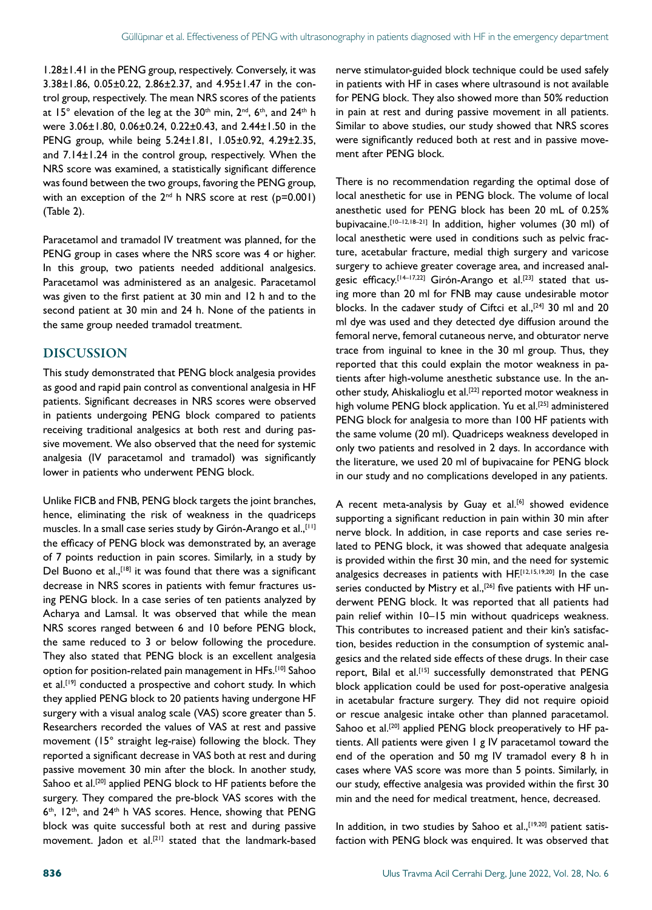1.28±1.41 in the PENG group, respectively. Conversely, it was 3.38±1.86, 0.05±0.22, 2.86±2.37, and 4.95±1.47 in the control group, respectively. The mean NRS scores of the patients at 15° elevation of the leg at the 30th min, 2nd, 6th, and 24th h were 3.06±1.80, 0.06±0.24, 0.22±0.43, and 2.44±1.50 in the PENG group, while being 5.24±1.81, 1.05±0.92, 4.29±2.35, and 7.14±1.24 in the control group, respectively. When the NRS score was examined, a statistically significant difference was found between the two groups, favoring the PENG group, with an exception of the 2nd h NRS score at rest (p=0.001) (Table 2).

Paracetamol and tramadol IV treatment was planned, for the PENG group in cases where the NRS score was 4 or higher. In this group, two patients needed additional analgesics. Paracetamol was administered as an analgesic. Paracetamol was given to the first patient at 30 min and 12 h and to the second patient at 30 min and 24 h. None of the patients in the same group needed tramadol treatment.

## DISCUSSION

This study demonstrated that PENG block analgesia provides as good and rapid pain control as conventional analgesia in HF patients. Significant decreases in NRS scores were observed in patients undergoing PENG block compared to patients receiving traditional analgesics at both rest and during passive movement. We also observed that the need for systemic analgesia (IV paracetamol and tramadol) was significantly lower in patients who underwent PENG block.

Unlike FICB and FNB, PENG block targets the joint branches, hence, eliminating the risk of weakness in the quadriceps muscles. In a small case series study by Girón-Arango et al.,[11] the efficacy of PENG block was demonstrated by, an average of 7 points reduction in pain scores. Similarly, in a study by Del Buono et al.,[18] it was found that there was a significant decrease in NRS scores in patients with femur fractures using PENG block. In a case series of ten patients analyzed by Acharya and Lamsal. It was observed that while the mean NRS scores ranged between 6 and 10 before PENG block, the same reduced to 3 or below following the procedure. They also stated that PENG block is an excellent analgesia option for position-related pain management in HFs.[10] Sahoo et al.[19] conducted a prospective and cohort study. In which they applied PENG block to 20 patients having undergone HF surgery with a visual analog scale (VAS) score greater than 5. Researchers recorded the values of VAS at rest and passive movement (15° straight leg-raise) following the block. They reported a significant decrease in VAS both at rest and during passive movement 30 min after the block. In another study, Sahoo et al.[20] applied PENG block to HF patients before the surgery. They compared the pre-block VAS scores with the 6th, 12th, and 24th h VAS scores. Hence, showing that PENG block was quite successful both at rest and during passive movement. Jadon et al.[21] stated that the landmark-based nerve stimulator-guided block technique could be used safely in patients with HF in cases where ultrasound is not available for PENG block. They also showed more than 50% reduction in pain at rest and during passive movement in all patients. Similar to above studies, our study showed that NRS scores were significantly reduced both at rest and in passive movement after PENG block.

There is no recommendation regarding the optimal dose of local anesthetic for use in PENG block. The volume of local anesthetic used for PENG block has been 20 mL of 0.25% bupivacaine.[10–12,18–21] In addition, higher volumes (30 ml) of local anesthetic were used in conditions such as pelvic fracture, acetabular fracture, medial thigh surgery and varicose surgery to achieve greater coverage area, and increased analgesic efficacy.[14–17,22] Girón-Arango et al.[23] stated that using more than 20 ml for FNB may cause undesirable motor blocks. In the cadaver study of Ciftci et al.,[24] 30 ml and 20 ml dye was used and they detected dye diffusion around the femoral nerve, femoral cutaneous nerve, and obturator nerve trace from inguinal to knee in the 30 ml group. Thus, they reported that this could explain the motor weakness in patients after high-volume anesthetic substance use. In the another study, Ahiskalioglu et al.[22] reported motor weakness in high volume PENG block application. Yu et al.[25] administered PENG block for analgesia to more than 100 HF patients with the same volume (20 ml). Quadriceps weakness developed in only two patients and resolved in 2 days. In accordance with the literature, we used 20 ml of bupivacaine for PENG block in our study and no complications developed in any patients.

A recent meta-analysis by Guay et al.[6] showed evidence supporting a significant reduction in pain within 30 min after nerve block. In addition, in case reports and case series related to PENG block, it was showed that adequate analgesia is provided within the first 30 min, and the need for systemic analgesics decreases in patients with HF.[12,15,19,20] In the case series conducted by Mistry et al.,[26] five patients with HF underwent PENG block. It was reported that all patients had pain relief within 10–15 min without quadriceps weakness. This contributes to increased patient and their kin's satisfaction, besides reduction in the consumption of systemic analgesics and the related side effects of these drugs. In their case report, Bilal et al.[15] successfully demonstrated that PENG block application could be used for post-operative analgesia in acetabular fracture surgery. They did not require opioid or rescue analgesic intake other than planned paracetamol. Sahoo et al.[20] applied PENG block preoperatively to HF patients. All patients were given 1 g IV paracetamol toward the end of the operation and 50 mg IV tramadol every 8 h in cases where VAS score was more than 5 points. Similarly, in our study, effective analgesia was provided within the first 30 min and the need for medical treatment, hence, decreased.

In addition, in two studies by Sahoo et al.,[19,20] patient satisfaction with PENG block was enquired. It was observed that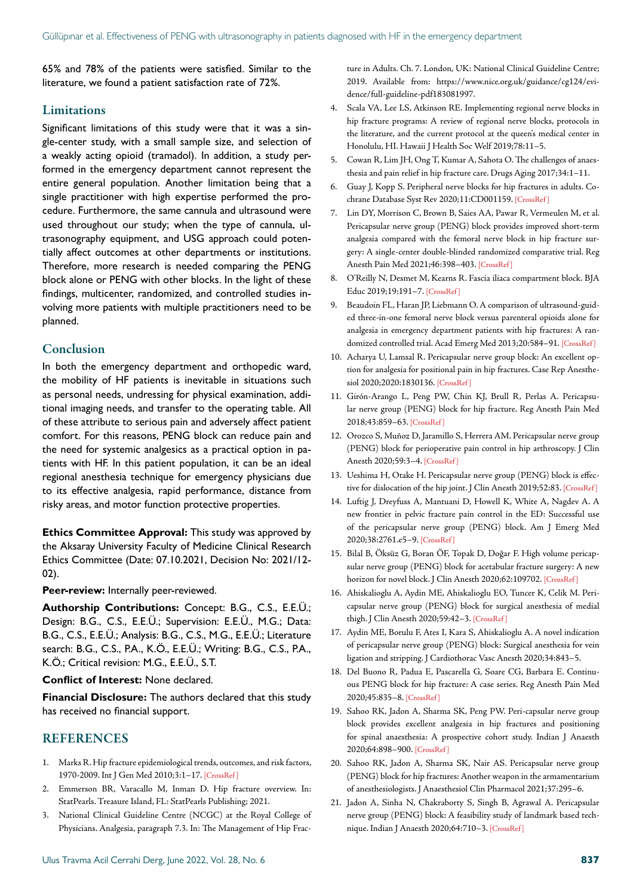65% and 78% of the patients were satisfied. Similar to the literature, we found a patient satisfaction rate of 72%.

## Limitations

Significant limitations of this study were that it was a single-center study, with a small sample size, and selection of a weakly acting opioid (tramadol). In addition, a study performed in the emergency department cannot represent the entire general population. Another limitation being that a single practitioner with high expertise performed the procedure. Furthermore, the same cannula and ultrasound were used throughout our study; when the type of cannula, ultrasonography equipment, and USG approach could potentially affect outcomes at other departments or institutions. Therefore, more research is needed comparing the PENG block alone or PENG with other blocks. In the light of these findings, multicenter, randomized, and controlled studies involving more patients with multiple practitioners need to be planned.

## Conclusion

In both the emergency department and orthopedic ward, the mobility of HF patients is inevitable in situations such as personal needs, undressing for physical examination, additional imaging needs, and transfer to the operating table. All of these attribute to serious pain and adversely affect patient comfort. For this reasons, PENG block can reduce pain and the need for systemic analgesics as a practical option in patients with HF. In this patient population, it can be an ideal regional anesthesia technique for emergency physicians due to its effective analgesia, rapid performance, distance from risky areas, and motor function protective properties.

**Ethics Committee Approval:** This study was approved by the Aksaray University Faculty of Medicine Clinical Research Ethics Committee (Date: 07.10.2021, Decision No: 2021/12-02).

**Peer-review:** Internally peer-reviewed.

**Authorship Contributions:** Concept: B.G., C.S., E.E.Ü.; Design: B.G., C.S., E.E.Ü.; Supervision: E.E.Ü., M.G.; Data: B.G., C.S., E.E.Ü.; Analysis: B.G., C.S., M.G., E.E.Ü.; Literature search: B.G., C.S., P.A., K.Ö., E.E.Ü.; Writing: B.G., C.S., P.A., K.Ö.; Critical revision: M.G., E.E.Ü., S.T.

**Conflict of Interest:** None declared.

**Financial Disclosure:** The authors declared that this study has received no financial support.

## REFERENCES

1. Marks R. Hip fracture epidemiological trends, outcomes, and risk factors, 1970-2009. Int J Gen Med 2010;3:1–17. [CrossRef]
2. Emmerson BR, Varacallo M, Inman D. Hip fracture overview. In: StatPearls. Treasure Island, FL: StatPearls Publishing; 2021.
3. National Clinical Guideline Centre (NCGC) at the Royal College of Physicians. Analgesia, paragraph 7.3. In: The Management of Hip Fracture in Adults. Ch. 7. London, UK: National Clinical Guideline Centre; 2019. Available from: https://www.nice.org.uk/guidance/cg124/evidence/full-guideline-pdf183081997.
4. Scala VA, Lee LS, Atkinson RE. Implementing regional nerve blocks in hip fracture programs: A review of regional nerve blocks, protocols in the literature, and the current protocol at the queen's medical center in Honolulu, HI. Hawaii J Health Soc Welf 2019;78:11–5.
5. Cowan R, Lim JH, Ong T, Kumar A, Sahota O. The challenges of anaesthesia and pain relief in hip fracture care. Drugs Aging 2017;34:1–11.
6. Guay J, Kopp S. Peripheral nerve blocks for hip fractures in adults. Cochrane Database Syst Rev 2020;11:CD001159. [CrossRef]
7. Lin DY, Morrison C, Brown B, Saies AA, Pawar R, Vermeulen M, et al. Pericapsular nerve group (PENG) block provides improved short-term analgesia compared with the femoral nerve block in hip fracture surgery: A single-center double-blinded randomized comparative trial. Reg Anesth Pain Med 2021;46:398–403. [CrossRef]
8. O'Reilly N, Desmet M, Kearns R. Fascia iliaca compartment block. BJA Educ 2019;19:191–7. [CrossRef]
9. Beaudoin FL, Haran JP, Liebmann O. A comparison of ultrasound-guided three-in-one femoral nerve block versus parenteral opioids alone for analgesia in emergency department patients with hip fractures: A randomized controlled trial. Acad Emerg Med 2013;20:584–91. [CrossRef]
10. Acharya U, Lamsal R. Pericapsular nerve group block: An excellent option for analgesia for positional pain in hip fractures. Case Rep Anesthesiol 2020;2020:1830136. [CrossRef]
11. Girón-Arango L, Peng PW, Chin KJ, Brull R, Perlas A. Pericapsular nerve group (PENG) block for hip fracture. Reg Anesth Pain Med 2018;43:859–63. [CrossRef]
12. Orozco S, Muñoz D, Jaramillo S, Herrera AM. Pericapsular nerve group (PENG) block for perioperative pain control in hip arthroscopy. J Clin Anesth 2020;59:3–4. [CrossRef]
13. Ueshima H, Otake H. Pericapsular nerve group (PENG) block is effective for dislocation of the hip joint. J Clin Anesth 2019;52:83. [CrossRef]
14. Luftig J, Dreyfuss A, Mantuani D, Howell K, White A, Nagdev A. A new frontier in pelvic fracture pain control in the ED: Successful use of the pericapsular nerve group (PENG) block. Am J Emerg Med 2020;38:2761.e5–9. [CrossRef]
15. Bilal B, Öksüz G, Boran ÖF, Topak D, Doğar F. High volume pericapsular nerve group (PENG) block for acetabular fracture surgery: A new horizon for novel block. J Clin Anesth 2020;62:109702. [CrossRef]
16. Ahiskalioglu A, Aydin ME, Ahiskalioglu EO, Tuncer K, Celik M. Pericapsular nerve group (PENG) block for surgical anesthesia of medial thigh. J Clin Anesth 2020;59:42–3. [CrossRef]
17. Aydin ME, Borulu F, Ates I, Kara S, Ahiskalioglu A. A novel indication of pericapsular nerve group (PENG) block: Surgical anesthesia for vein ligation and stripping. J Cardiothorac Vasc Anesth 2020;34:843–5.
18. Del Buono R, Padua E, Pascarella G, Soare CG, Barbara E. Continuous PENG block for hip fracture: A case series. Reg Anesth Pain Med 2020;45:835–8. [CrossRef]
19. Sahoo RK, Jadon A, Sharma SK, Peng PW. Peri-capsular nerve group block provides excellent analgesia in hip fractures and positioning for spinal anaesthesia: A prospective cohort study. Indian J Anaesth 2020;64:898–900. [CrossRef]
20. Sahoo RK, Jadon A, Sharma SK, Nair AS. Pericapsular nerve group (PENG) block for hip fractures: Another weapon in the armamentarium of anesthesiologists. J Anaesthesiol Clin Pharmacol 2021;37:295–6.
21. Jadon A, Sinha N, Chakraborty S, Singh B, Agrawal A. Pericapsular nerve group (PENG) block: A feasibility study of landmark based technique. Indian J Anaesth 2020;64:710–3. [CrossRef]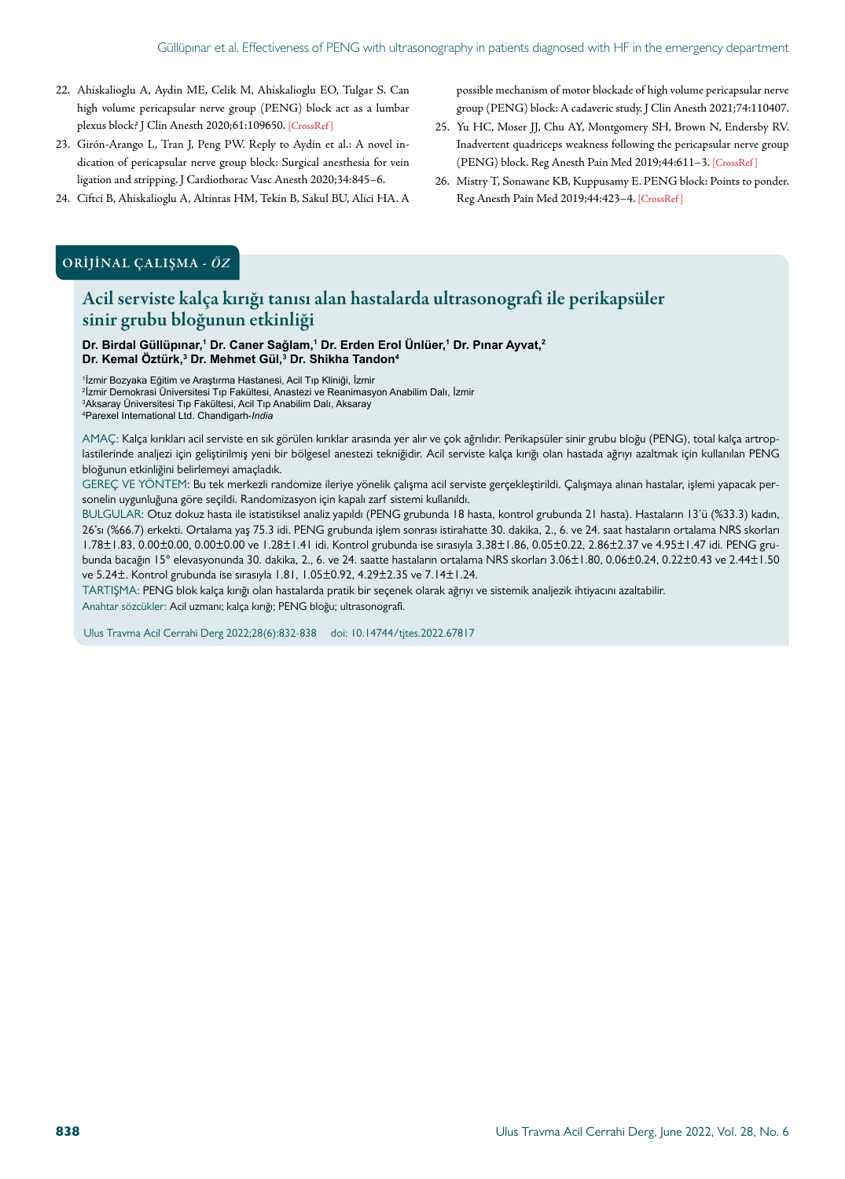22. Ahiskalioglu A, Aydin ME, Celik M, Ahiskalioglu EO, Tulgar S. Can high volume pericapsular nerve group (PENG) block act as a lumbar plexus block? J Clin Anesth 2020;61:109650. [CrossRef]
23. Girón-Arango L, Tran J, Peng PW. Reply to Aydin et al.: A novel indication of pericapsular nerve group block: Surgical anesthesia for vein ligation and stripping. J Cardiothorac Vasc Anesth 2020;34:845–6.
24. Ciftci B, Ahiskalioglu A, Altintas HM, Tekin B, Sakul BU, Alici HA. A possible mechanism of motor blockade of high volume pericapsular nerve group (PENG) block: A cadaveric study. J Clin Anesth 2021;74:110407.
25. Yu HC, Moser JJ, Chu AY, Montgomery SH, Brown N, Endersby RV. Inadvertent quadriceps weakness following the pericapsular nerve group (PENG) block. Reg Anesth Pain Med 2019;44:611–3. [CrossRef]
26. Mistry T, Sonawane KB, Kuppusamy E. PENG block: Points to ponder. Reg Anesth Pain Med 2019;44:423–4. [CrossRef]

ORİJİNAL ÇALIŞMA - *ÖZ*

# Acil serviste kalça kırığı tanısı alan hastalarda ultrasonografi ile perikapsüler sinir grubu bloğunun etkinliği

**Dr. Birdal Güllüpınar,[1] Dr. Caner Sağlam,[1] Dr. Erden Erol Ünlüer,[1] Dr. Pınar Ayvat,[2] Dr. Kemal Öztürk,[3] Dr. Mehmet Gül,[3] Dr. Shikha Tandon[4]**

[1]İzmir Bozyaka Eğitim ve Araştırma Hastanesi, Acil Tıp Kliniği, İzmir
[2]İzmir Demokrasi Üniversitesi Tıp Fakültesi, Anastezi ve Reanimasyon Anabilim Dalı, İzmir
[3]Aksaray Üniversitesi Tıp Fakültesi, Acil Tıp Anabilim Dalı, Aksaray
[4]Parexel International Ltd. Chandigarh-*India*

AMAÇ: Kalça kırıkları acil serviste en sık görülen kırıklar arasında yer alır ve çok ağrılıdır. Perikapsüler sinir grubu bloğu (PENG), total kalça artroplastilerinde analjezi için geliştirilmiş yeni bir bölgesel anestezi tekniğidir. Acil serviste kalça kırığı olan hastada ağrıyı azaltmak için kullanılan PENG bloğunun etkinliğini belirlemeyi amaçladık.

GEREÇ VE YÖNTEM: Bu tek merkezli randomize ileriye yönelik çalışma acil serviste gerçekleştirildi. Çalışmaya alınan hastalar, işlemi yapacak personelin uygunluğuna göre seçildi. Randomizasyon için kapalı zarf sistemi kullanıldı.

BULGULAR: Otuz dokuz hasta ile istatistiksel analiz yapıldı (PENG grubunda 18 hasta, kontrol grubunda 21 hasta). Hastaların 13'ü (%33.3) kadın, 26'sı (%66.7) erkekti. Ortalama yaş 75.3 idi. PENG grubunda işlem sonrası istirahatte 30. dakika, 2., 6. ve 24. saat hastaların ortalama NRS skorları 1.78±1.83, 0.00±0.00, 0.00±0.00 ve 1.28±1.41 idi. Kontrol grubunda ise sırasıyla 3.38±1.86, 0.05±0.22, 2.86±2.37 ve 4.95±1.47 idi. PENG grubunda bacağın 15° elevasyonunda 30. dakika, 2., 6. ve 24. saatte hastaların ortalama NRS skorları 3.06±1.80, 0.06±0.24, 0.22±0.43 ve 2.44±1.50 ve 5.24±. Kontrol grubunda ise sırasıyla 1.81, 1.05±0.92, 4.29±2.35 ve 7.14±1.24.

TARTIŞMA: PENG blok kalça kırığı olan hastalarda pratik bir seçenek olarak ağrıyı ve sistemik analjezik ihtiyacını azaltabilir.

Anahtar sözcükler: Acil uzmanı; kalça kırığı; PENG bloğu; ultrasonografi.

Ulus Travma Acil Cerrahi Derg 2022;28(6):832-838 doi: 10.14744/tjtes.2022.67817